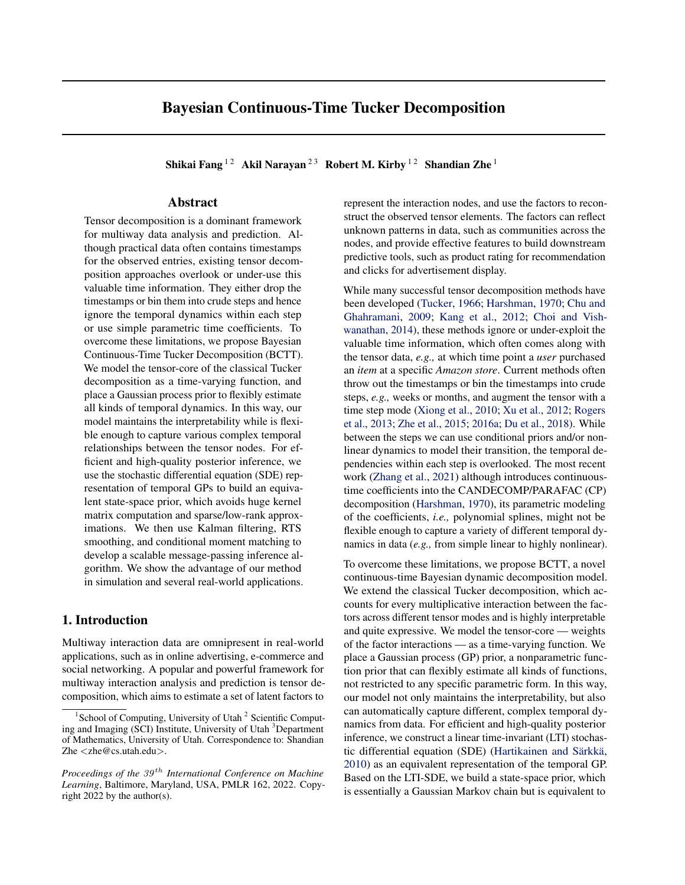# Bayesian Continuous-Time Tucker Decomposition

**Shikai Fang** [1,2] **Akil Narayan** [2,3] **Robert M. Kirby** [1,2] **Shandian Zhe** [1]

## Abstract

Tensor decomposition is a dominant framework for multiway data analysis and prediction. Although practical data often contains timestamps for the observed entries, existing tensor decomposition approaches overlook or under-use this valuable time information. They either drop the timestamps or bin them into crude steps and hence ignore the temporal dynamics within each step or use simple parametric time coefficients. To overcome these limitations, we propose Bayesian Continuous-Time Tucker Decomposition (BCTT). We model the tensor-core of the classical Tucker decomposition as a time-varying function, and place a Gaussian process prior to flexibly estimate all kinds of temporal dynamics. In this way, our model maintains the interpretability while is flexible enough to capture various complex temporal relationships between the tensor nodes. For efficient and high-quality posterior inference, we use the stochastic differential equation (SDE) representation of temporal GPs to build an equivalent state-space prior, which avoids huge kernel matrix computation and sparse/low-rank approximations. We then use Kalman filtering, RTS smoothing, and conditional moment matching to develop a scalable message-passing inference algorithm. We show the advantage of our method in simulation and several real-world applications.

## 1. Introduction

Multiway interaction data are omnipresent in real-world applications, such as in online advertising, e-commerce and social networking. A popular and powerful framework for multiway interaction analysis and prediction is tensor decomposition, which aims to estimate a set of latent factors to represent the interaction nodes, and use the factors to reconstruct the observed tensor elements. The factors can reflect unknown patterns in data, such as communities across the nodes, and provide effective features to build downstream predictive tools, such as product rating for recommendation and clicks for advertisement display.

While many successful tensor decomposition methods have been developed (Tucker, 1966; Harshman, 1970; Chu and Ghahramani, 2009; Kang et al., 2012; Choi and Vishwanathan, 2014), these methods ignore or under-exploit the valuable time information, which often comes along with the tensor data, *e.g.,* at which time point a *user* purchased an *item* at a specific *Amazon store*. Current methods often throw out the timestamps or bin the timestamps into crude steps, *e.g.,* weeks or months, and augment the tensor with a time step mode (Xiong et al., 2010; Xu et al., 2012; Rogers et al., 2013; Zhe et al., 2015; 2016a; Du et al., 2018). While between the steps we can use conditional priors and/or nonlinear dynamics to model their transition, the temporal dependencies within each step is overlooked. The most recent work (Zhang et al., 2021) although introduces continuous-time coefficients into the CANDECOMP/PARAFAC (CP) decomposition (Harshman, 1970), its parametric modeling of the coefficients, *i.e.,* polynomial splines, might not be flexible enough to capture a variety of different temporal dynamics in data (*e.g.,* from simple linear to highly nonlinear).

To overcome these limitations, we propose BCTT, a novel continuous-time Bayesian dynamic decomposition model. We extend the classical Tucker decomposition, which accounts for every multiplicative interaction between the factors across different tensor modes and is highly interpretable and quite expressive. We model the tensor-core — weights of the factor interactions — as a time-varying function. We place a Gaussian process (GP) prior, a nonparametric function prior that can flexibly estimate all kinds of functions, not restricted to any specific parametric form. In this way, our model not only maintains the interpretability, but also can automatically capture different, complex temporal dynamics from data. For efficient and high-quality posterior inference, we construct a linear time-invariant (LTI) stochastic differential equation (SDE) (Hartikainen and Särkkä, 2010) as an equivalent representation of the temporal GP. Based on the LTI-SDE, we build a state-space prior, which is essentially a Gaussian Markov chain but is equivalent to

[1] School of Computing, University of Utah [2] Scientific Computing and Imaging (SCI) Institute, University of Utah [3] Department of Mathematics, University of Utah. Correspondence to: Shandian Zhe <zhe@cs.utah.edu>.

*Proceedings of the 39th International Conference on Machine Learning*, Baltimore, Maryland, USA, PMLR 162, 2022. Copyright 2022 by the author(s).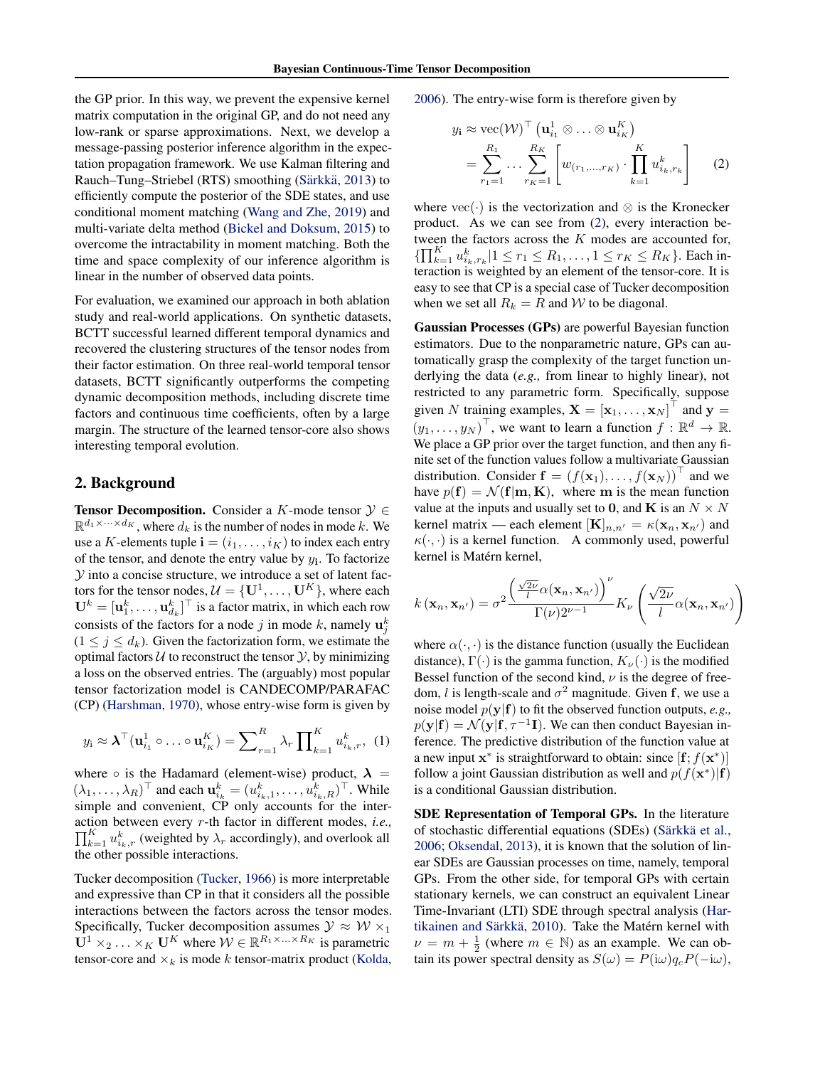the GP prior. In this way, we prevent the expensive kernel matrix computation in the original GP, and do not need any low-rank or sparse approximations. Next, we develop a message-passing posterior inference algorithm in the expectation propagation framework. We use Kalman filtering and Rauch–Tung–Striebel (RTS) smoothing (Särkkä, 2013) to efficiently compute the posterior of the SDE states, and use conditional moment matching (Wang and Zhe, 2019) and multi-variate delta method (Bickel and Doksum, 2015) to overcome the intractability in moment matching. Both the time and space complexity of our inference algorithm is linear in the number of observed data points.

For evaluation, we examined our approach in both ablation study and real-world applications. On synthetic datasets, BCTT successful learned different temporal dynamics and recovered the clustering structures of the tensor nodes from their factor estimation. On three real-world temporal tensor datasets, BCTT significantly outperforms the competing dynamic decomposition methods, including discrete time factors and continuous time coefficients, often by a large margin. The structure of the learned tensor-core also shows interesting temporal evolution.

## 2. Background

**Tensor Decomposition.** Consider a $K$-mode tensor $\mathcal{Y} \in \mathbb{R}^{d_1 \times \cdots \times d_K}$, where $d_k$ is the number of nodes in mode $k$. We use a $K$-elements tuple $\mathbf{i} = (i_1, \ldots, i_K)$ to index each entry of the tensor, and denote the entry value by $y_{\mathbf{i}}$. To factorize $\mathcal{Y}$ into a concise structure, we introduce a set of latent factors for the tensor nodes, $\mathcal{U} = \{\mathbf{U}^1, \ldots, \mathbf{U}^K\}$, where each $\mathbf{U}^k = [\mathbf{u}_1^k, \ldots, \mathbf{u}_{d_k}^k]^\top$ is a factor matrix, in which each row consists of the factors for a node $j$ in mode $k$, namely $\mathbf{u}_j^k$ $(1 \le j \le d_k)$. Given the factorization form, we estimate the optimal factors $\mathcal{U}$ to reconstruct the tensor $\mathcal{Y}$, by minimizing a loss on the observed entries. The (arguably) most popular tensor factorization model is CANDECOMP/PARAFAC (CP) (Harshman, 1970), whose entry-wise form is given by

$$y_{\mathbf{i}} \approx \boldsymbol{\lambda}^\top (\mathbf{u}_{i_1}^1 \circ \ldots \circ \mathbf{u}_{i_K}^K) = \sum\nolimits_{r=1}^{R} \lambda_r \prod\nolimits_{k=1}^{K} u_{i_k,r}^k, \quad (1)$$

where $\circ$ is the Hadamard (element-wise) product, $\boldsymbol{\lambda} = (\lambda_1, \ldots, \lambda_R)^\top$ and each $\mathbf{u}_{i_k}^k = (u_{i_k,1}^k, \ldots, u_{i_k,R}^k)^\top$. While simple and convenient, CP only accounts for the interaction between every $r$-th factor in different modes, *i.e.,* $\prod_{k=1}^{K} u_{i_k,r}^k$ (weighted by $\lambda_r$ accordingly), and overlook all the other possible interactions.

Tucker decomposition (Tucker, 1966) is more interpretable and expressive than CP in that it considers all the possible interactions between the factors across the tensor modes. Specifically, Tucker decomposition assumes $\mathcal{Y} \approx \mathcal{W} \times_1 \mathbf{U}^1 \times_2 \ldots \times_K \mathbf{U}^K$ where $\mathcal{W} \in \mathbb{R}^{R_1 \times \ldots \times R_K}$ is parametric tensor-core and $\times_k$ is mode $k$ tensor-matrix product (Kolda, 2006). The entry-wise form is therefore given by

$$
\begin{aligned}
y_{\mathbf{i}} &\approx \operatorname{vec}(\mathcal{W})^\top \left(\mathbf{u}_{i_1}^1 \otimes \ldots \otimes \mathbf{u}_{i_K}^K\right) \\
&= \sum_{r_1=1}^{R_1} \cdots \sum_{r_K=1}^{R_K} \left[ w_{(r_1, \ldots, r_K)} \cdot \prod_{k=1}^{K} u_{i_k, r_k}^k \right] \quad (2)
\end{aligned}
$$

where $\operatorname{vec}(\cdot)$ is the vectorization and $\otimes$ is the Kronecker product. As we can see from (2), every interaction between the factors across the $K$ modes are accounted for, $\{\prod_{k=1}^{K} u_{i_k,r_k}^k | 1 \le r_1 \le R_1, \ldots, 1 \le r_K \le R_K\}$. Each interaction is weighted by an element of the tensor-core. It is easy to see that CP is a special case of Tucker decomposition when we set all $R_k = R$ and $\mathcal{W}$ to be diagonal.

**Gaussian Processes (GPs)** are powerful Bayesian function estimators. Due to the nonparametric nature, GPs can automatically grasp the complexity of the target function underlying the data (*e.g.,* from linear to highly linear), not restricted to any parametric form. Specifically, suppose given $N$ training examples, $\mathbf{X} = [\mathbf{x}_1, \ldots, \mathbf{x}_N]^\top$ and $\mathbf{y} = (y_1, \ldots, y_N)^\top$, we want to learn a function $f: \mathbb{R}^d \to \mathbb{R}$. We place a GP prior over the target function, and then any finite set of the function values follow a multivariate Gaussian distribution. Consider $\mathbf{f} = (f(\mathbf{x}_1), \ldots, f(\mathbf{x}_N))^\top$ and we have $p(\mathbf{f}) = \mathcal{N}(\mathbf{f}|\mathbf{m}, \mathbf{K})$, where $\mathbf{m}$ is the mean function value at the inputs and usually set to $\mathbf{0}$, and $\mathbf{K}$ is an $N \times N$ kernel matrix — each element $[\mathbf{K}]_{n,n'} = \kappa(\mathbf{x}_n, \mathbf{x}_{n'})$ and $\kappa(\cdot, \cdot)$ is a kernel function. A commonly used, powerful kernel is Matérn kernel,

$$k\left(\mathbf{x}_n, \mathbf{x}_{n'}\right) = \sigma^2 \frac{\left(\frac{\sqrt{2\nu}}{l} \alpha(\mathbf{x}_n, \mathbf{x}_{n'})\right)^{\nu}}{\Gamma(\nu) 2^{\nu-1}} K_{\nu}\left(\frac{\sqrt{2\nu}}{l} \alpha(\mathbf{x}_n, \mathbf{x}_{n'})\right)$$

where $\alpha(\cdot, \cdot)$ is the distance function (usually the Euclidean distance), $\Gamma(\cdot)$ is the gamma function, $K_\nu(\cdot)$ is the modified Bessel function of the second kind, $\nu$ is the degree of freedom, $l$ is length-scale and $\sigma^2$ magnitude. Given $\mathbf{f}$, we use a noise model $p(\mathbf{y}|\mathbf{f})$ to fit the observed function outputs, *e.g.,* $p(\mathbf{y}|\mathbf{f}) = \mathcal{N}(\mathbf{y}|\mathbf{f}, \tau^{-1}\mathbf{I})$. We can then conduct Bayesian inference. The predictive distribution of the function value at a new input $\mathbf{x}^*$ is straightforward to obtain: since $[\mathbf{f}; f(\mathbf{x}^*)]$ follow a joint Gaussian distribution as well and $p(f(\mathbf{x}^*)|\mathbf{f})$ is a conditional Gaussian distribution.

**SDE Representation of Temporal GPs.** In the literature of stochastic differential equations (SDEs) (Särkkä et al., 2006; Oksendal, 2013), it is known that the solution of linear SDEs are Gaussian processes on time, namely, temporal GPs. From the other side, for temporal GPs with certain stationary kernels, we can construct an equivalent Linear Time-Invariant (LTI) SDE through spectral analysis (Hartikainen and Särkkä, 2010). Take the Matérn kernel with $\nu = m + \frac{1}{2}$ (where $m \in \mathbb{N}$) as an example. We can obtain its power spectral density as $S(\omega) = P(\mathrm{i}\omega) q_c P(-\mathrm{i}\omega)$,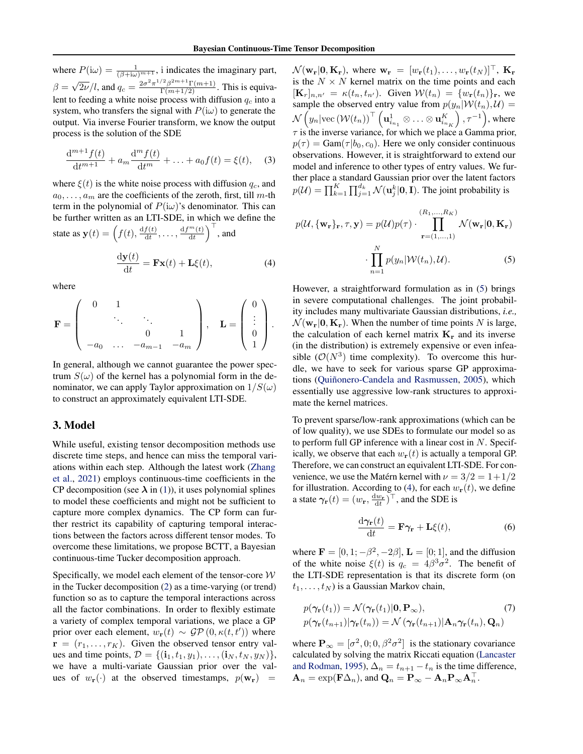where $P(\mathrm{i}\omega) = \frac{1}{(\beta + \mathrm{i}\omega)^{m+1}}$, i indicates the imaginary part, $\beta = \sqrt{2\nu}/l$, and $q_c = \frac{2\sigma^2 \pi^{1/2} \beta^{2m+1} \Gamma(m+1)}{\Gamma(m+1/2)}$. This is equivalent to feeding a white noise process with diffusion $q_c$ into a system, who transfers the signal with $P(\mathrm{i}\omega)$ to generate the output. Via inverse Fourier transform, we know the output process is the solution of the SDE

$$
\frac{\mathrm{d}^{m+1} f(t)}{\mathrm{d}t^{m+1}} + a_m \frac{\mathrm{d}^m f(t)}{\mathrm{d}t^m} + \ldots + a_0 f(t) = \xi(t), \tag{3}
$$

where $\xi(t)$ is the white noise process with diffusion $q_c$, and $a_0, \ldots, a_m$ are the coefficients of the zeroth, first, till $m$-th term in the polynomial of $P(\mathrm{i}\omega)$'s denominator. This can be further written as an LTI-SDE, in which we define the state as $\mathbf{y}(t) = \left(f(t), \frac{\mathrm{d}f(t)}{\mathrm{d}t}, \ldots, \frac{\mathrm{d}f^m(t)}{\mathrm{d}t}\right)^\top$, and

$$
\frac{\mathrm{d}\mathbf{y}(t)}{\mathrm{d}t} = \mathbf{F}\mathbf{x}(t) + \mathbf{L}\xi(t), \tag{4}
$$

where

$$
\mathbf{F} = \begin{pmatrix} 0 & 1 & & \\ & \ddots & \ddots & \\ & & 0 & 1 \\ -a_0 & \ldots & -a_{m-1} & -a_m \end{pmatrix}, \quad \mathbf{L} = \begin{pmatrix} 0 \\ \vdots \\ 0 \\ 1 \end{pmatrix}.
$$

In general, although we cannot guarantee the power spectrum $S(\omega)$ of the kernel has a polynomial form in the denominator, we can apply Taylor approximation on $1/S(\omega)$ to construct an approximately equivalent LTI-SDE.

## 3. Model

While useful, existing tensor decomposition methods use discrete time steps, and hence can miss the temporal variations within each step. Although the latest work (Zhang et al., 2021) employs continuous-time coefficients in the CP decomposition (see $\boldsymbol{\lambda}$ in (1)), it uses polynomial splines to model these coefficients and might not be sufficient to capture more complex dynamics. The CP form can further restrict its capability of capturing temporal interactions between the factors across different tensor modes. To overcome these limitations, we propose BCTT, a Bayesian continuous-time Tucker decomposition approach.

Specifically, we model each element of the tensor-core $\mathcal{W}$ in the Tucker decomposition (2) as a time-varying (or trend) function so as to capture the temporal interactions across all the factor combinations. In order to flexibly estimate a variety of complex temporal variations, we place a GP prior over each element, $w_{\mathbf{r}}(t) \sim \mathcal{GP}\left(0, \kappa(t, t')\right)$ where $\mathbf{r} = (r_1, \ldots, r_K)$. Given the observed tensor entry values and time points, $\mathcal{D} = \{(\mathbf{i}_1, t_1, y_1), \ldots, (\mathbf{i}_N, t_N, y_N)\}$, we have a multi-variate Gaussian prior over the values of $w_{\mathbf{r}}(\cdot)$ at the observed timestamps, $p(\mathbf{w}_{\mathbf{r}}) = \mathcal{N}(\mathbf{w}_{\mathbf{r}}|\mathbf{0}, \mathbf{K}_{\mathbf{r}})$, where $\mathbf{w}_{\mathbf{r}} = [w_{\mathbf{r}}(t_1), \ldots, w_{\mathbf{r}}(t_N)]^\top$, $\mathbf{K}_{\mathbf{r}}$ is the $N \times N$ kernel matrix on the time points and each $[\mathbf{K}_r]_{n,n'} = \kappa(t_n, t_{n'})$. Given $\mathcal{W}(t_n) = \{w_{\mathbf{r}}(t_n)\}_{\mathbf{r}}$, we sample the observed entry value from $p(y_n|\mathcal{W}(t_n), \mathcal{U}) = \mathcal{N}\left(y_n|\mathrm{vec}\left(\mathcal{W}(t_n)\right)^\top \left(\mathbf{u}^1_{i_{n_1}} \otimes \ldots \otimes \mathbf{u}^K_{i_{n_K}}\right), \tau^{-1}\right)$, where $\tau$ is the inverse variance, for which we place a Gamma prior, $p(\tau) = \mathrm{Gam}(\tau|b_0, c_0)$. Here we only consider continuous observations. However, it is straightforward to extend our model and inference to other types of entry values. We further place a standard Gaussian prior over the latent factors $p(\mathcal{U}) = \prod_{k=1}^K \prod_{j=1}^{d_k} \mathcal{N}(\mathbf{u}^k_j|\mathbf{0}, \mathbf{I})$. The joint probability is

$$
\begin{aligned}
p(\mathcal{U}, \{\mathbf{w}_{\mathbf{r}}\}_{\mathbf{r}}, \tau, \mathbf{y}) = p(\mathcal{U}) p(\tau) \cdot \prod_{\mathbf{r}=(1,\ldots,1)}^{(R_1,\ldots,R_K)} \mathcal{N}(\mathbf{w}_{\mathbf{r}}|\mathbf{0}, \mathbf{K}_{\mathbf{r}}) \\
\cdot \prod_{n=1}^N p(y_n|\mathcal{W}(t_n), \mathcal{U}).
\end{aligned} \tag{5}
$$

However, a straightforward formulation as in (5) brings in severe computational challenges. The joint probability includes many multivariate Gaussian distributions, *i.e.,* $\mathcal{N}(\mathbf{w}_{\mathbf{r}}|\mathbf{0}, \mathbf{K}_{\mathbf{r}})$. When the number of time points $N$ is large, the calculation of each kernel matrix $\mathbf{K}_{\mathbf{r}}$ and its inverse (in the distribution) is extremely expensive or even infeasible ($\mathcal{O}(N^3)$ time complexity). To overcome this hurdle, we have to seek for various sparse GP approximations (Quiñonero-Candela and Rasmussen, 2005), which essentially use aggressive low-rank structures to approximate the kernel matrices.

To prevent sparse/low-rank approximations (which can be of low quality), we use SDEs to formulate our model so as to perform full GP inference with a linear cost in $N$. Specifically, we observe that each $w_{\mathbf{r}}(t)$ is actually a temporal GP. Therefore, we can construct an equivalent LTI-SDE. For convenience, we use the Matérn kernel with $\nu = 3/2 = 1 + 1/2$ for illustration. According to (4), for each $w_{\mathbf{r}}(t)$, we define a state $\boldsymbol{\gamma}_{\mathbf{r}}(t) = (w_{\mathbf{r}}, \frac{\mathrm{d}w_{\mathbf{r}}}{\mathrm{d}t})^\top$, and the SDE is

$$
\frac{\mathrm{d}\boldsymbol{\gamma}_{\mathbf{r}}(t)}{\mathrm{d}t} = \mathbf{F}\boldsymbol{\gamma}_{\mathbf{r}} + \mathbf{L}\xi(t), \tag{6}
$$

where $\mathbf{F} = [0, 1; -\beta^2, -2\beta]$, $\mathbf{L} = [0; 1]$, and the diffusion of the white noise $\xi(t)$ is $q_c = 4\beta^3\sigma^2$. The benefit of the LTI-SDE representation is that its discrete form (on $t_1, \ldots, t_N$) is a Gaussian Markov chain,

$$
\begin{aligned}
&p(\boldsymbol{\gamma}_{\mathbf{r}}(t_1)) = \mathcal{N}(\boldsymbol{\gamma}_{\mathbf{r}}(t_1)|\mathbf{0}, \mathbf{P}_\infty), \\
&p(\boldsymbol{\gamma}_{\mathbf{r}}(t_{n+1})|\boldsymbol{\gamma}_{\mathbf{r}}(t_n)) = \mathcal{N}\left(\boldsymbol{\gamma}_{\mathbf{r}}(t_{n+1})|\mathbf{A}_n \boldsymbol{\gamma}_{\mathbf{r}}(t_n), \mathbf{Q}_n\right)
\end{aligned} \tag{7}
$$

where $\mathbf{P}_\infty = [\sigma^2, 0; 0, \beta^2\sigma^2]$ is the stationary covariance calculated by solving the matrix Riccati equation (Lancaster and Rodman, 1995), $\Delta_n = t_{n+1} - t_n$ is the time difference, $\mathbf{A}_n = \exp(\mathbf{F}\Delta_n)$, and $\mathbf{Q}_n = \mathbf{P}_\infty - \mathbf{A}_n \mathbf{P}_\infty \mathbf{A}_n^\top$.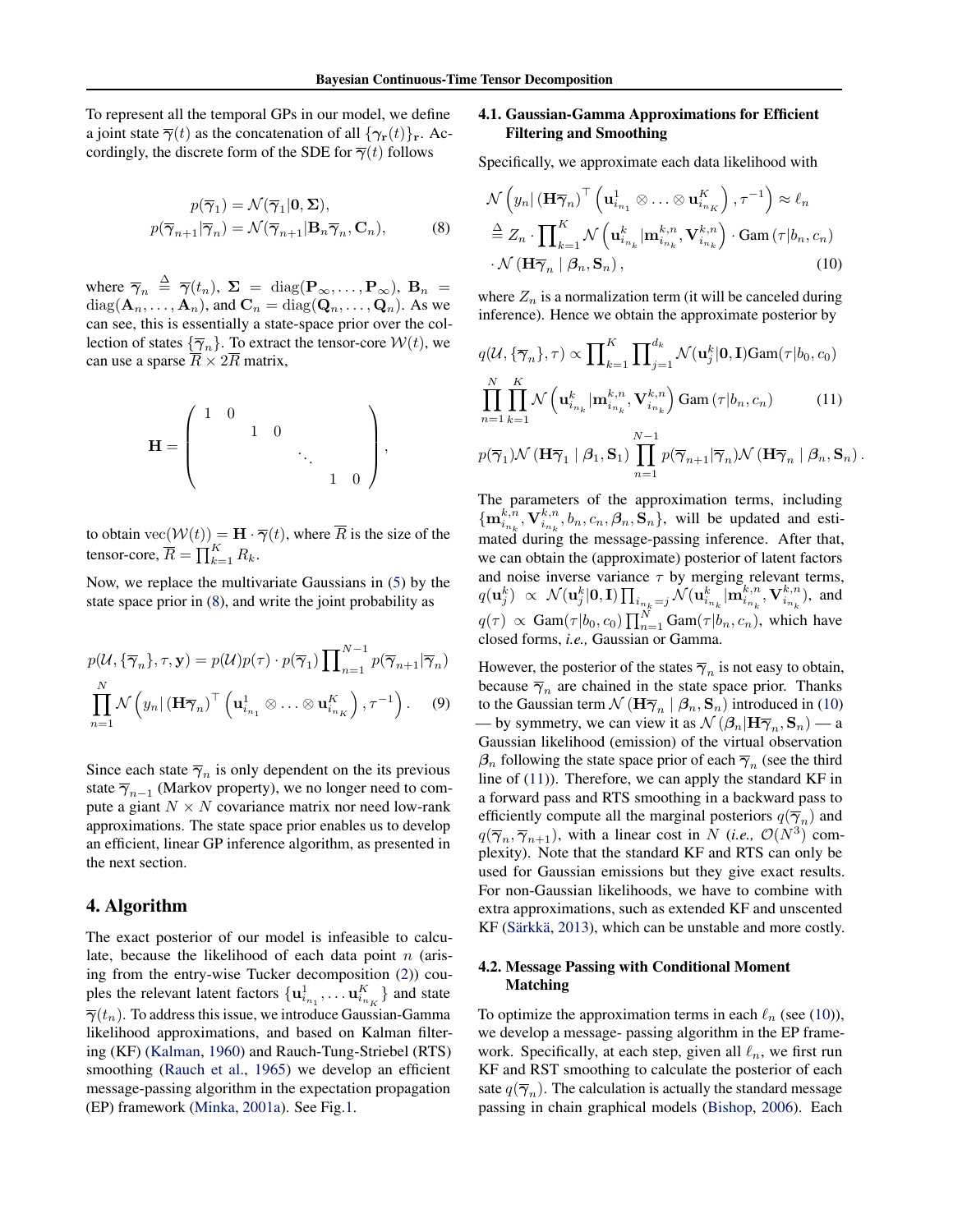To represent all the temporal GPs in our model, we define a joint state $\overline{\gamma}(t)$ as the concatenation of all $\{\gamma_{\mathbf{r}}(t)\}_{\mathbf{r}}$. Accordingly, the discrete form of the SDE for $\overline{\gamma}(t)$ follows

$$
\begin{aligned}
p(\overline{\gamma}_1) &= \mathcal{N}(\overline{\gamma}_1|\mathbf{0}, \boldsymbol{\Sigma}), \\
p(\overline{\gamma}_{n+1}|\overline{\gamma}_n) &= \mathcal{N}(\overline{\gamma}_{n+1}|\mathbf{B}_n\overline{\gamma}_n, \mathbf{C}_n),
\end{aligned} \tag{8}
$$

where $\overline{\gamma}_n \triangleq \overline{\gamma}(t_n)$, $\boldsymbol{\Sigma} = \text{diag}(\mathbf{P}_\infty, \ldots, \mathbf{P}_\infty)$, $\mathbf{B}_n = \text{diag}(\mathbf{A}_n, \ldots, \mathbf{A}_n)$, and $\mathbf{C}_n = \text{diag}(\mathbf{Q}_n, \ldots, \mathbf{Q}_n)$. As we can see, this is essentially a state-space prior over the collection of states $\{\overline{\gamma}_n\}$. To extract the tensor-core $\mathcal{W}(t)$, we can use a sparse $\overline{R} \times 2\overline{R}$ matrix,

$$
\mathbf{H} = \begin{pmatrix} 1 & 0 & & & & & \\ & & 1 & 0 & & & \\ & & & & \ddots & & \\ & & & & & 1 & 0 \end{pmatrix},
$$

to obtain $\text{vec}(\mathcal{W}(t)) = \mathbf{H} \cdot \overline{\gamma}(t)$, where $\overline{R}$ is the size of the tensor-core, $\overline{R} = \prod_{k=1}^K R_k$.

Now, we replace the multivariate Gaussians in (5) by the state space prior in (8), and write the joint probability as

$$
\begin{aligned}
p(\mathcal{U}, \{\overline{\gamma}_n\}, \tau, \mathbf{y}) &= p(\mathcal{U})p(\tau) \cdot p(\overline{\gamma}_1) \prod\nolimits_{n=1}^{N-1} p(\overline{\gamma}_{n+1}|\overline{\gamma}_n) \\
&\prod_{n=1}^N \mathcal{N}\left(y_n | \left(\mathbf{H}\overline{\gamma}_n\right)^\top \left(\mathbf{u}^1_{i_{n_1}} \otimes \ldots \otimes \mathbf{u}^K_{i_{n_K}}\right), \tau^{-1}\right).
\end{aligned} \tag{9}
$$

Since each state $\overline{\gamma}_n$ is only dependent on the its previous state $\overline{\gamma}_{n-1}$ (Markov property), we no longer need to compute a giant $N \times N$ covariance matrix nor need low-rank approximations. The state space prior enables us to develop an efficient, linear GP inference algorithm, as presented in the next section.

## 4. Algorithm

The exact posterior of our model is infeasible to calculate, because the likelihood of each data point $n$ (arising from the entry-wise Tucker decomposition (2)) couples the relevant latent factors $\{\mathbf{u}^1_{i_{n_1}}, \ldots \mathbf{u}^K_{i_{n_K}}\}$ and state $\overline{\gamma}(t_n)$. To address this issue, we introduce Gaussian-Gamma likelihood approximations, and based on Kalman filtering (KF) (Kalman, 1960) and Rauch-Tung-Striebel (RTS) smoothing (Rauch et al., 1965) we develop an efficient message-passing algorithm in the expectation propagation (EP) framework (Minka, 2001a). See Fig.1.

### 4.1. Gaussian-Gamma Approximations for Efficient Filtering and Smoothing

Specifically, we approximate each data likelihood with

$$
\begin{aligned}
&\mathcal{N}\left(y_n | \left(\mathbf{H}\overline{\gamma}_n\right)^\top \left(\mathbf{u}^1_{i_{n_1}} \otimes \ldots \otimes \mathbf{u}^K_{i_{n_K}}\right), \tau^{-1}\right) \approx \ell_n \\
&\triangleq Z_n \cdot \prod\nolimits_{k=1}^K \mathcal{N}\left(\mathbf{u}^k_{i_{n_k}} | \mathbf{m}^{k,n}_{i_{n_k}}, \mathbf{V}^{k,n}_{i_{n_k}}\right) \cdot \text{Gam}\left(\tau | b_n, c_n\right) \\
&\cdot \mathcal{N}\left(\mathbf{H}\overline{\gamma}_n \mid \boldsymbol{\beta}_n, \mathbf{S}_n\right),
\end{aligned} \tag{10}
$$

where $Z_n$ is a normalization term (it will be canceled during inference). Hence we obtain the approximate posterior by

$$
\begin{aligned}
&q(\mathcal{U}, \{\overline{\gamma}_n\}, \tau) \propto \prod\nolimits_{k=1}^K \prod\nolimits_{j=1}^{d_k} \mathcal{N}(\mathbf{u}^k_j | \mathbf{0}, \mathbf{I}) \text{Gam}(\tau | b_0, c_0) \\
&\prod_{n=1}^N \prod_{k=1}^K \mathcal{N}\left(\mathbf{u}^k_{i_{n_k}} | \mathbf{m}^{k,n}_{i_{n_k}}, \mathbf{V}^{k,n}_{i_{n_k}}\right) \text{Gam}\left(\tau | b_n, c_n\right) \\
&p(\overline{\gamma}_1) \mathcal{N}\left(\mathbf{H}\overline{\gamma}_1 \mid \boldsymbol{\beta}_1, \mathbf{S}_1\right) \prod_{n=1}^{N-1} p(\overline{\gamma}_{n+1}|\overline{\gamma}_n) \mathcal{N}\left(\mathbf{H}\overline{\gamma}_n \mid \boldsymbol{\beta}_n, \mathbf{S}_n\right).
\end{aligned} \tag{11}
$$

The parameters of the approximation terms, including $\{\mathbf{m}^{k,n}_{i_{n_k}}, \mathbf{V}^{k,n}_{i_{n_k}}, b_n, c_n, \boldsymbol{\beta}_n, \mathbf{S}_n\}$, will be updated and estimated during the message-passing inference. After that, we can obtain the (approximate) posterior of latent factors and noise inverse variance $\tau$ by merging relevant terms, $q(\mathbf{u}^k_j) \propto \mathcal{N}(\mathbf{u}^k_j | \mathbf{0}, \mathbf{I}) \prod_{i_{n_k}=j} \mathcal{N}(\mathbf{u}^k_{i_{n_k}} | \mathbf{m}^{k,n}_{i_{n_k}}, \mathbf{V}^{k,n}_{i_{n_k}})$, and $q(\tau) \propto \text{Gam}(\tau | b_0, c_0) \prod_{n=1}^N \text{Gam}(\tau | b_n, c_n)$, which have closed forms, *i.e.,* Gaussian or Gamma.

However, the posterior of the states $\overline{\gamma}_n$ is not easy to obtain, because $\overline{\gamma}_n$ are chained in the state space prior. Thanks to the Gaussian term $\mathcal{N}\left(\mathbf{H}\overline{\gamma}_n \mid \boldsymbol{\beta}_n, \mathbf{S}_n\right)$ introduced in (10) — by symmetry, we can view it as $\mathcal{N}\left(\boldsymbol{\beta}_n | \mathbf{H}\overline{\gamma}_n, \mathbf{S}_n\right)$ — a Gaussian likelihood (emission) of the virtual observation $\boldsymbol{\beta}_n$ following the state space prior of each $\overline{\gamma}_n$ (see the third line of (11)). Therefore, we can apply the standard KF in a forward pass and RTS smoothing in a backward pass to efficiently compute all the marginal posteriors $q(\overline{\gamma}_n)$ and $q(\overline{\gamma}_n, \overline{\gamma}_{n+1})$, with a linear cost in $N$ (*i.e.,* $\mathcal{O}(N^3)$ complexity). Note that the standard KF and RTS can only be used for Gaussian emissions but they give exact results. For non-Gaussian likelihoods, we have to combine with extra approximations, such as extended KF and unscented KF (Särkkä, 2013), which can be unstable and more costly.

### 4.2. Message Passing with Conditional Moment Matching

To optimize the approximation terms in each $\ell_n$ (see (10)), we develop a message- passing algorithm in the EP framework. Specifically, at each step, given all $\ell_n$, we first run KF and RST smoothing to calculate the posterior of each sate $q(\overline{\gamma}_n)$. The calculation is actually the standard message passing in chain graphical models (Bishop, 2006). Each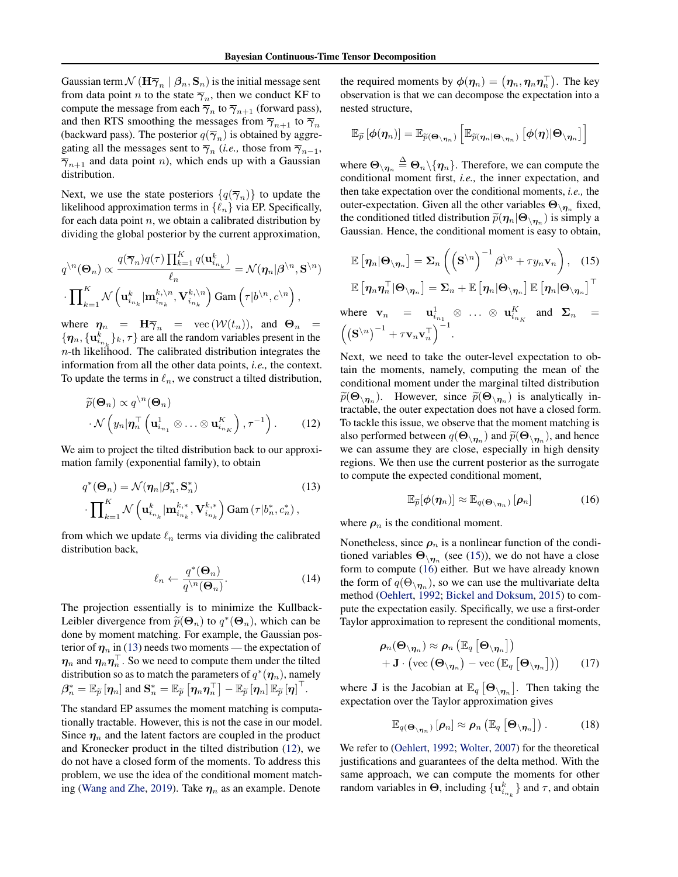Gaussian term $\mathcal{N}\left(\mathbf{H}\overline{\gamma}_n \mid \boldsymbol{\beta}_n, \mathbf{S}_n\right)$ is the initial message sent from data point $n$ to the state $\overline{\gamma}_n$, then we conduct KF to compute the message from each $\overline{\gamma}_n$ to $\overline{\gamma}_{n+1}$ (forward pass), and then RTS smoothing the messages from $\overline{\gamma}_{n+1}$ to $\overline{\gamma}_n$ (backward pass). The posterior $q(\overline{\gamma}_n)$ is obtained by aggregating all the messages sent to $\overline{\gamma}_n$ (*i.e.,* those from $\overline{\gamma}_{n-1}$, $\overline{\gamma}_{n+1}$ and data point $n$), which ends up with a Gaussian distribution.

Next, we use the state posteriors $\{q(\overline{\gamma}_n)\}$ to update the likelihood approximation terms in $\{\ell_n\}$ via EP. Specifically, for each data point $n$, we obtain a calibrated distribution by dividing the global posterior by the current approximation,

$$
q^{\backslash n}(\boldsymbol{\Theta}_n) \propto \frac{q(\overline{\gamma}_n)q(\tau)\prod_{k=1}^{K} q(\mathbf{u}^k_{i_{n_k}})}{\ell_n} = \mathcal{N}(\boldsymbol{\eta}_n|\boldsymbol{\beta}^{\backslash n}, \mathbf{S}^{\backslash n}) \cdot \prod_{k=1}^{K}\mathcal{N}\left(\mathbf{u}^k_{i_{n_k}}|\mathbf{m}^{k,\backslash n}_{i_{n_k}}, \mathbf{V}^{k,\backslash n}_{i_{n_k}}\right)\mathrm{Gam}\left(\tau|b^{\backslash n}, c^{\backslash n}\right),
$$

where $\boldsymbol{\eta}_n = \mathbf{H}\overline{\gamma}_n = \mathrm{vec}\left(\mathcal{W}(t_n)\right)$, and $\boldsymbol{\Theta}_n = \{\boldsymbol{\eta}_n, \{\mathbf{u}^k_{i_{n_k}}\}_k, \tau\}$ are all the random variables present in the $n$-th likelihood. The calibrated distribution integrates the information from all the other data points, *i.e.,* the context. To update the terms in $\ell_n$, we construct a tilted distribution,

$$
\begin{aligned}
&\widetilde{p}(\boldsymbol{\Theta}_n) \propto q^{\backslash n}(\boldsymbol{\Theta}_n) \\
&\cdot \mathcal{N}\left(y_n|\boldsymbol{\eta}_n^\top\left(\mathbf{u}^1_{i_{n_1}}\otimes\ldots\otimes\mathbf{u}^K_{i_{n_K}}\right), \tau^{-1}\right). \qquad (12)
\end{aligned}
$$

We aim to project the tilted distribution back to our approximation family (exponential family), to obtain

$$
\begin{aligned}
&q^*(\boldsymbol{\Theta}_n) = \mathcal{N}(\boldsymbol{\eta}_n|\boldsymbol{\beta}^*_n, \mathbf{S}^*_n) \qquad (13)\\
&\cdot \prod_{k=1}^{K}\mathcal{N}\left(\mathbf{u}^k_{i_{n_k}}|\mathbf{m}^{k,*}_{i_{n_k}}, \mathbf{V}^{k,*}_{i_{n_k}}\right)\mathrm{Gam}\left(\tau|b^*_n, c^*_n\right),
\end{aligned}
$$

from which we update $\ell_n$ terms via dividing the calibrated distribution back,

$$
\ell_n \leftarrow \frac{q^*(\boldsymbol{\Theta}_n)}{q^{\backslash n}(\boldsymbol{\Theta}_n)}. \qquad (14)
$$

The projection essentially is to minimize the Kullback-Leibler divergence from $\widetilde{p}(\boldsymbol{\Theta}_n)$ to $q^*(\boldsymbol{\Theta}_n)$, which can be done by moment matching. For example, the Gaussian posterior of $\boldsymbol{\eta}_n$ in (13) needs two moments — the expectation of $\boldsymbol{\eta}_n$ and $\boldsymbol{\eta}_n\boldsymbol{\eta}_n^\top$. So we need to compute them under the tilted distribution so as to match the parameters of $q^*(\boldsymbol{\eta}_n)$, namely $\boldsymbol{\beta}^*_n = \mathbb{E}_{\widetilde{p}}\left[\boldsymbol{\eta}_n\right]$ and $\mathbf{S}^*_n = \mathbb{E}_{\widetilde{p}}\left[\boldsymbol{\eta}_n\boldsymbol{\eta}_n^\top\right] - \mathbb{E}_{\widetilde{p}}\left[\boldsymbol{\eta}_n\right]\mathbb{E}_{\widetilde{p}}\left[\boldsymbol{\eta}\right]^\top$.

The standard EP assumes the moment matching is computationally tractable. However, this is not the case in our model. Since $\boldsymbol{\eta}_n$ and the latent factors are coupled in the product and Kronecker product in the tilted distribution (12), we do not have a closed form of the moments. To address this problem, we use the idea of the conditional moment matching (Wang and Zhe, 2019). Take $\boldsymbol{\eta}_n$ as an example. Denote the required moments by $\boldsymbol{\phi}(\boldsymbol{\eta}_n) = \left(\boldsymbol{\eta}_n, \boldsymbol{\eta}_n\boldsymbol{\eta}_n^\top\right)$. The key observation is that we can decompose the expectation into a nested structure,

$$
\mathbb{E}_{\widetilde{p}}\left[\boldsymbol{\phi}(\boldsymbol{\eta}_n)\right] = \mathbb{E}_{\widetilde{p}(\boldsymbol{\Theta}_{\backslash\boldsymbol{\eta}_n})}\left[\mathbb{E}_{\widetilde{p}(\boldsymbol{\eta}_n|\boldsymbol{\Theta}_{\backslash\boldsymbol{\eta}_n})}\left[\boldsymbol{\phi}(\boldsymbol{\eta})|\boldsymbol{\Theta}_{\backslash\boldsymbol{\eta}_n}\right]\right]
$$

where $\boldsymbol{\Theta}_{\backslash\boldsymbol{\eta}_n} \triangleq \boldsymbol{\Theta}_n\backslash\{\boldsymbol{\eta}_n\}$. Therefore, we can compute the conditional moment first, *i.e.,* the inner expectation, and then take expectation over the conditional moments, *i.e.,* the outer-expectation. Given all the other variables $\boldsymbol{\Theta}_{\backslash\boldsymbol{\eta}_n}$ fixed, the conditioned titled distribution $\widetilde{p}(\boldsymbol{\eta}_n|\boldsymbol{\Theta}_{\backslash\boldsymbol{\eta}_n})$ is simply a Gaussian. Hence, the conditional moment is easy to obtain,

$$
\begin{aligned}
&\mathbb{E}\left[\boldsymbol{\eta}_n|\boldsymbol{\Theta}_{\backslash\boldsymbol{\eta}_n}\right] = \boldsymbol{\Sigma}_n\left(\left(\mathbf{S}^{\backslash n}\right)^{-1}\boldsymbol{\beta}^{\backslash n} + \tau y_n\mathbf{v}_n\right), \qquad (15)\\
&\mathbb{E}\left[\boldsymbol{\eta}_n\boldsymbol{\eta}_n^\top|\boldsymbol{\Theta}_{\backslash\boldsymbol{\eta}_n}\right] = \boldsymbol{\Sigma}_n + \mathbb{E}\left[\boldsymbol{\eta}_n|\boldsymbol{\Theta}_{\backslash\boldsymbol{\eta}_n}\right]\mathbb{E}\left[\boldsymbol{\eta}_n|\boldsymbol{\Theta}_{\backslash\boldsymbol{\eta}_n}\right]^\top
\end{aligned}
$$

where $\mathbf{v}_n = \mathbf{u}^1_{i_{n_1}}\otimes\ldots\otimes\mathbf{u}^K_{i_{n_K}}$ and $\boldsymbol{\Sigma}_n = \left(\left(\mathbf{S}^{\backslash n}\right)^{-1} + \tau\mathbf{v}_n\mathbf{v}_n^\top\right)^{-1}$.

Next, we need to take the outer-level expectation to obtain the moments, namely, computing the mean of the conditional moment under the marginal tilted distribution $\widetilde{p}(\boldsymbol{\Theta}_{\backslash\boldsymbol{\eta}_n})$. However, since $\widetilde{p}(\boldsymbol{\Theta}_{\backslash\boldsymbol{\eta}_n})$ is analytically intractable, the outer expectation does not have a closed form. To tackle this issue, we observe that the moment matching is also performed between $q(\boldsymbol{\Theta}_{\backslash\boldsymbol{\eta}_n})$ and $\widetilde{p}(\boldsymbol{\Theta}_{\backslash\boldsymbol{\eta}_n})$, and hence we can assume they are close, especially in high density regions. We then use the current posterior as the surrogate to compute the expected conditional moment,

$$
\mathbb{E}_{\widetilde{p}}[\boldsymbol{\phi}(\boldsymbol{\eta}_n)] \approx \mathbb{E}_{q(\boldsymbol{\Theta}_{\backslash\boldsymbol{\eta}_n})}\left[\boldsymbol{\rho}_n\right] \qquad (16)
$$

where $\boldsymbol{\rho}_n$ is the conditional moment.

Nonetheless, since $\boldsymbol{\rho}_n$ is a nonlinear function of the conditioned variables $\boldsymbol{\Theta}_{\backslash\boldsymbol{\eta}_n}$ (see (15)), we do not have a close form to compute (16) either. But we have already known the form of $q(\Theta_{\backslash\boldsymbol{\eta}_n})$, so we can use the multivariate delta method (Oehlert, 1992; Bickel and Doksum, 2015) to compute the expectation easily. Specifically, we use a first-order Taylor approximation to represent the conditional moments,

$$
\begin{aligned}
\boldsymbol{\rho}_n(\boldsymbol{\Theta}_{\backslash\boldsymbol{\eta}_n}) &\approx \boldsymbol{\rho}_n\left(\mathbb{E}_q\left[\boldsymbol{\Theta}_{\backslash\boldsymbol{\eta}_n}\right]\right)\\
&+ \mathbf{J}\cdot\left(\mathrm{vec}\left(\boldsymbol{\Theta}_{\backslash\boldsymbol{\eta}_n}\right) - \mathrm{vec}\left(\mathbb{E}_q\left[\boldsymbol{\Theta}_{\backslash\boldsymbol{\eta}_n}\right]\right)\right) \qquad (17)
\end{aligned}
$$

where $\mathbf{J}$ is the Jacobian at $\mathbb{E}_q\left[\boldsymbol{\Theta}_{\backslash\boldsymbol{\eta}_n}\right]$. Then taking the expectation over the Taylor approximation gives

$$
\mathbb{E}_{q(\boldsymbol{\Theta}_{\backslash\boldsymbol{\eta}_n})}\left[\boldsymbol{\rho}_n\right] \approx \boldsymbol{\rho}_n\left(\mathbb{E}_q\left[\boldsymbol{\Theta}_{\backslash\boldsymbol{\eta}_n}\right]\right). \qquad (18)
$$

We refer to (Oehlert, 1992; Wolter, 2007) for the theoretical justifications and guarantees of the delta method. With the same approach, we can compute the moments for other random variables in $\boldsymbol{\Theta}$, including $\{\mathbf{u}^k_{i_{n_k}}\}$ and $\tau$, and obtain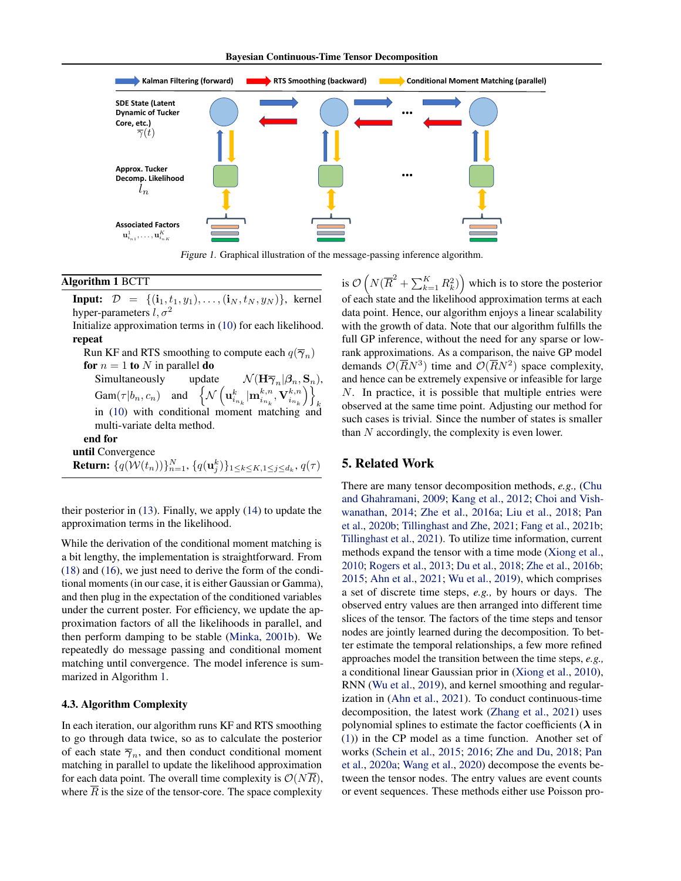*Figure 1.* Graphical illustration of the message-passing inference algorithm.

**Algorithm 1** BCTT

**Input:** $\mathcal{D} = \{(\mathbf{i}_1, t_1, y_1), \ldots, (\mathbf{i}_N, t_N, y_N)\}$, kernel hyper-parameters $l, \sigma^2$

Initialize approximation terms in (10) for each likelihood.

**repeat**

  Run KF and RTS smoothing to compute each $q(\overline{\gamma}_n)$

  **for** $n = 1$ **to** $N$ in parallel **do**

    Simultaneously update $\mathcal{N}(\mathbf{H}\overline{\gamma}_n | \boldsymbol{\beta}_n, \mathbf{S}_n)$, $\text{Gam}(\tau | b_n, c_n)$ and $\left\{\mathcal{N}\left(\mathbf{u}^k_{i_{n_k}} | \mathbf{m}^{k,n}_{i_{n_k}}, \mathbf{V}^{k,n}_{i_{n_k}}\right)\right\}_k$ in (10) with conditional moment matching and multi-variate delta method.

  **end for**

**until** Convergence

**Return:** $\{q(\mathcal{W}(t_n))\}_{n=1}^N$, $\{q(\mathbf{u}^k_j)\}_{1 \le k \le K, 1 \le j \le d_k}$, $q(\tau)$

their posterior in (13). Finally, we apply (14) to update the approximation terms in the likelihood.

While the derivation of the conditional moment matching is a bit lengthy, the implementation is straightforward. From (18) and (16), we just need to derive the form of the conditional moments (in our case, it is either Gaussian or Gamma), and then plug in the expectation of the conditioned variables under the current poster. For efficiency, we update the approximation factors of all the likelihoods in parallel, and then perform damping to be stable (Minka, 2001b). We repeatedly do message passing and conditional moment matching until convergence. The model inference is summarized in Algorithm 1.

### 4.3. Algorithm Complexity

In each iteration, our algorithm runs KF and RTS smoothing to go through data twice, so as to calculate the posterior of each state $\overline{\gamma}_n$, and then conduct conditional moment matching in parallel to update the likelihood approximation for each data point. The overall time complexity is $\mathcal{O}(N\overline{R})$, where $\overline{R}$ is the size of the tensor-core. The space complexity is $\mathcal{O}\left(N(\overline{R}^2 + \sum_{k=1}^K R_k^2)\right)$ which is to store the posterior of each state and the likelihood approximation terms at each data point. Hence, our algorithm enjoys a linear scalability with the growth of data. Note that our algorithm fulfills the full GP inference, without the need for any sparse or low-rank approximations. As a comparison, the naive GP model demands $\mathcal{O}(\overline{R}N^3)$ time and $\mathcal{O}(\overline{R}N^2)$ space complexity, and hence can be extremely expensive or infeasible for large $N$. In practice, it is possible that multiple entries were observed at the same time point. Adjusting our method for such cases is trivial. Since the number of states is smaller than $N$ accordingly, the complexity is even lower.

## 5. Related Work

There are many tensor decomposition methods, *e.g.,* (Chu and Ghahramani, 2009; Kang et al., 2012; Choi and Vishwanathan, 2014; Zhe et al., 2016a; Liu et al., 2018; Pan et al., 2020b; Tillinghast and Zhe, 2021; Fang et al., 2021b; Tillinghast et al., 2021). To utilize time information, current methods expand the tensor with a time mode (Xiong et al., 2010; Rogers et al., 2013; Du et al., 2018; Zhe et al., 2016b; 2015; Ahn et al., 2021; Wu et al., 2019), which comprises a set of discrete time steps, *e.g.,* by hours or days. The observed entry values are then arranged into different time slices of the tensor. The factors of the time steps and tensor nodes are jointly learned during the decomposition. To better estimate the temporal relationships, a few more refined approaches model the transition between the time steps, *e.g.,* a conditional linear Gaussian prior in (Xiong et al., 2010), RNN (Wu et al., 2019), and kernel smoothing and regularization in (Ahn et al., 2021). To conduct continuous-time decomposition, the latest work (Zhang et al., 2021) uses polynomial splines to estimate the factor coefficients ($\boldsymbol{\lambda}$ in (1)) in the CP model as a time function. Another set of works (Schein et al., 2015; 2016; Zhe and Du, 2018; Pan et al., 2020a; Wang et al., 2020) decompose the events between the tensor nodes. The entry values are event counts or event sequences. These methods either use Poisson pro-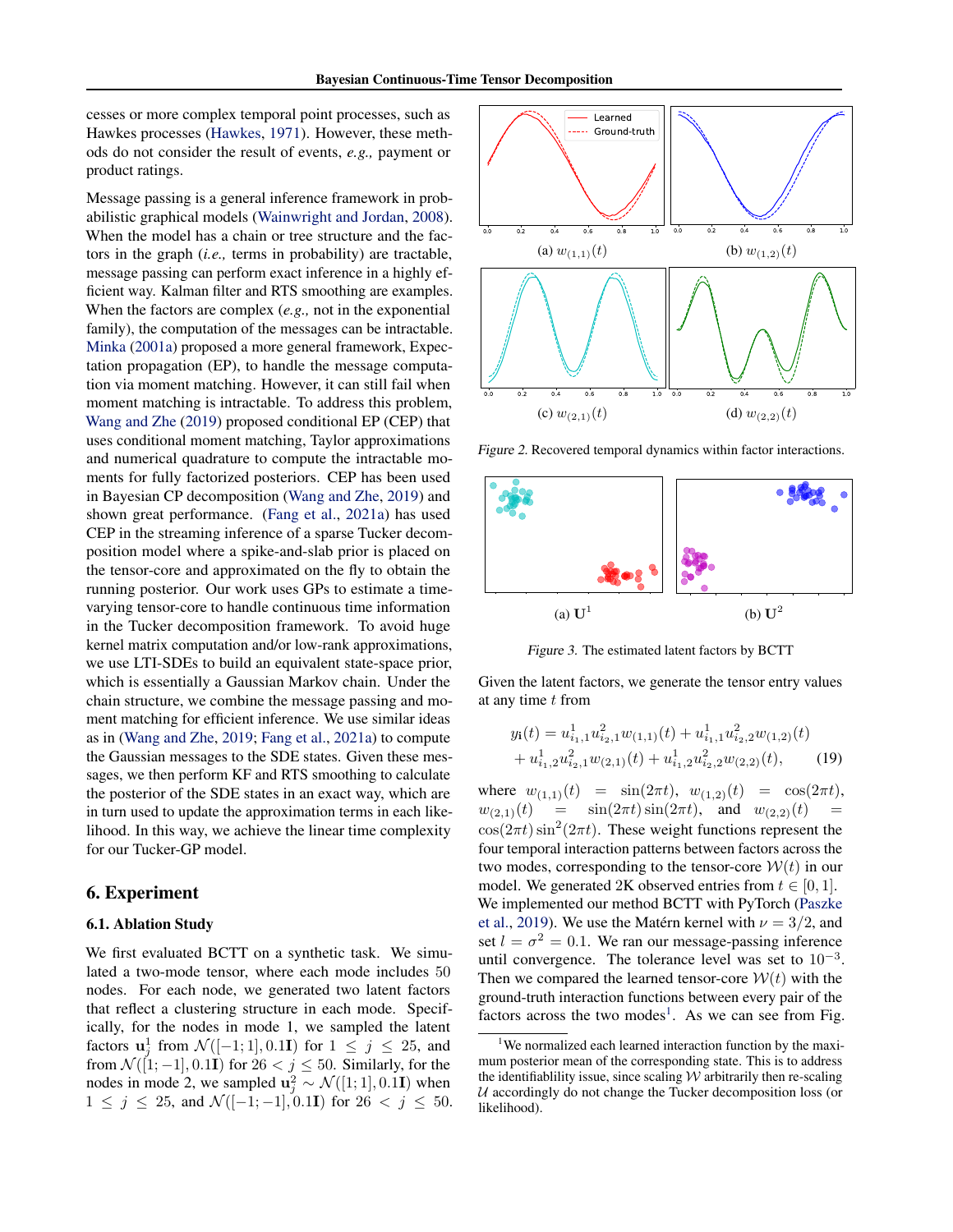cesses or more complex temporal point processes, such as Hawkes processes (Hawkes, 1971). However, these methods do not consider the result of events, *e.g.,* payment or product ratings.

Message passing is a general inference framework in probabilistic graphical models (Wainwright and Jordan, 2008). When the model has a chain or tree structure and the factors in the graph (*i.e.,* terms in probability) are tractable, message passing can perform exact inference in a highly efficient way. Kalman filter and RTS smoothing are examples. When the factors are complex (*e.g.,* not in the exponential family), the computation of the messages can be intractable. Minka (2001a) proposed a more general framework, Expectation propagation (EP), to handle the message computation via moment matching. However, it can still fail when moment matching is intractable. To address this problem, Wang and Zhe (2019) proposed conditional EP (CEP) that uses conditional moment matching, Taylor approximations and numerical quadrature to compute the intractable moments for fully factorized posteriors. CEP has been used in Bayesian CP decomposition (Wang and Zhe, 2019) and shown great performance. (Fang et al., 2021a) has used CEP in the streaming inference of a sparse Tucker decomposition model where a spike-and-slab prior is placed on the tensor-core and approximated on the fly to obtain the running posterior. Our work uses GPs to estimate a time-varying tensor-core to handle continuous time information in the Tucker decomposition framework. To avoid huge kernel matrix computation and/or low-rank approximations, we use LTI-SDEs to build an equivalent state-space prior, which is essentially a Gaussian Markov chain. Under the chain structure, we combine the message passing and moment matching for efficient inference. We use similar ideas as in (Wang and Zhe, 2019; Fang et al., 2021a) to compute the Gaussian messages to the SDE states. Given these messages, we then perform KF and RTS smoothing to calculate the posterior of the SDE states in an exact way, which are in turn used to update the approximation terms in each likelihood. In this way, we achieve the linear time complexity for our Tucker-GP model.

## 6. Experiment

### 6.1. Ablation Study

We first evaluated BCTT on a synthetic task. We simulated a two-mode tensor, where each mode includes 50 nodes. For each node, we generated two latent factors that reflect a clustering structure in each mode. Specifically, for the nodes in mode 1, we sampled the latent factors $\mathbf{u}_j^1$ from $\mathcal{N}([-1;1], 0.1\mathbf{I})$ for $1 \leq j \leq 25$, and from $\mathcal{N}([1;-1], 0.1\mathbf{I})$ for $26 < j \leq 50$. Similarly, for the nodes in mode 2, we sampled $\mathbf{u}_j^2 \sim \mathcal{N}([1;1], 0.1\mathbf{I})$ when $1 \leq j \leq 25$, and $\mathcal{N}([-1;-1], 0.1\mathbf{I})$ for $26 < j \leq 50$.

(a) $w_{(1,1)}(t)$ (b) $w_{(1,2)}(t)$ (c) $w_{(2,1)}(t)$ (d) $w_{(2,2)}(t)$

*Figure 2.* Recovered temporal dynamics within factor interactions.

(a) $\mathbf{U}^1$ (b) $\mathbf{U}^2$

*Figure 3.* The estimated latent factors by BCTT

Given the latent factors, we generate the tensor entry values at any time $t$ from

$$y_{\mathbf{i}}(t) = u_{i_1,1}^1 u_{i_2,1}^2 w_{(1,1)}(t) + u_{i_1,1}^1 u_{i_2,2}^2 w_{(1,2)}(t) + u_{i_1,2}^1 u_{i_2,1}^2 w_{(2,1)}(t) + u_{i_1,2}^1 u_{i_2,2}^2 w_{(2,2)}(t), \tag{19}$$

where $w_{(1,1)}(t) = \sin(2\pi t)$, $w_{(1,2)}(t) = \cos(2\pi t)$, $w_{(2,1)}(t) = \sin(2\pi t)\sin(2\pi t)$, and $w_{(2,2)}(t) = \cos(2\pi t)\sin^2(2\pi t)$. These weight functions represent the four temporal interaction patterns between factors across the two modes, corresponding to the tensor-core $\mathcal{W}(t)$ in our model. We generated 2K observed entries from $t \in [0,1]$. We implemented our method BCTT with PyTorch (Paszke et al., 2019). We use the Matérn kernel with $\nu = 3/2$, and set $l = \sigma^2 = 0.1$. We ran our message-passing inference until convergence. The tolerance level was set to $10^{-3}$. Then we compared the learned tensor-core $\mathcal{W}(t)$ with the ground-truth interaction functions between every pair of the factors across the two modes[1]. As we can see from Fig.

[1] We normalized each learned interaction function by the maximum posterior mean of the corresponding state. This is to address the identifiablity issue, since scaling $\mathcal{W}$ arbitrarily then re-scaling $\mathcal{U}$ accordingly do not change the Tucker decomposition loss (or likelihood).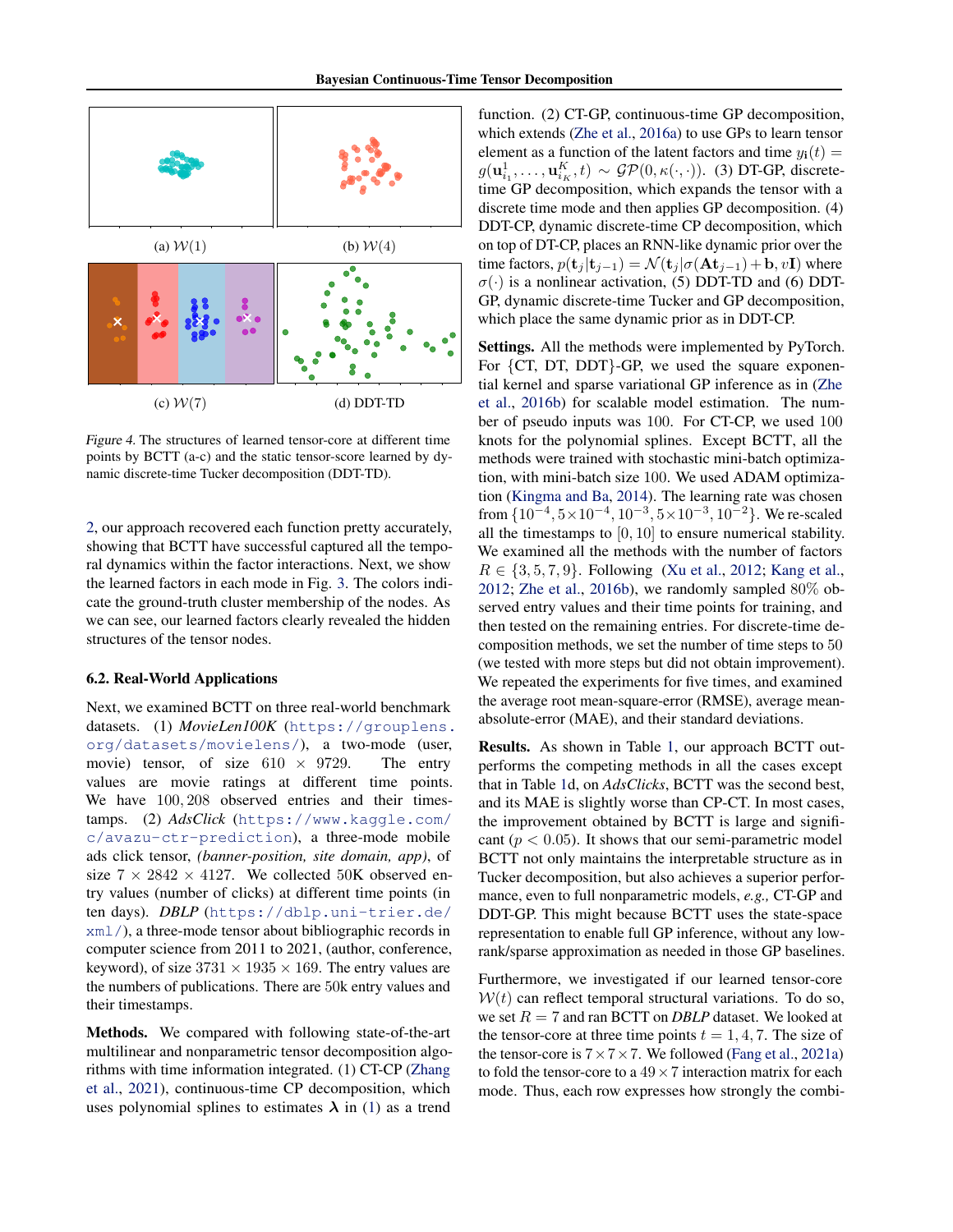(a) $\mathcal{W}(1)$

(b) $\mathcal{W}(4)$

(c) $\mathcal{W}(7)$

(d) DDT-TD

*Figure 4.* The structures of learned tensor-core at different time points by BCTT (a-c) and the static tensor-score learned by dynamic discrete-time Tucker decomposition (DDT-TD).

2, our approach recovered each function pretty accurately, showing that BCTT have successful captured all the temporal dynamics within the factor interactions. Next, we show the learned factors in each mode in Fig. 3. The colors indicate the ground-truth cluster membership of the nodes. As we can see, our learned factors clearly revealed the hidden structures of the tensor nodes.

### 6.2. Real-World Applications

Next, we examined BCTT on three real-world benchmark datasets. (1) *MovieLen100K* (https://grouplens.org/datasets/movielens/), a two-mode (user, movie) tensor, of size $610 \times 9729$. The entry values are movie ratings at different time points. We have $100,208$ observed entries and their timestamps. (2) *AdsClick* (https://www.kaggle.com/c/avazu-ctr-prediction), a three-mode mobile ads click tensor, *(banner-position, site domain, app)*, of size $7 \times 2842 \times 4127$. We collected 50K observed entry values (number of clicks) at different time points (in ten days). *DBLP* (https://dblp.uni-trier.de/xml/), a three-mode tensor about bibliographic records in computer science from 2011 to 2021, (author, conference, keyword), of size $3731 \times 1935 \times 169$. The entry values are the numbers of publications. There are 50k entry values and their timestamps.

**Methods.** We compared with following state-of-the-art multilinear and nonparametric tensor decomposition algorithms with time information integrated. (1) CT-CP (Zhang et al., 2021), continuous-time CP decomposition, which uses polynomial splines to estimates $\boldsymbol{\lambda}$ in (1) as a trend function. (2) CT-GP, continuous-time GP decomposition, which extends (Zhe et al., 2016a) to use GPs to learn tensor element as a function of the latent factors and time $y_{\mathbf{i}}(t) = g(\mathbf{u}^1_{i_1}, \ldots, \mathbf{u}^K_{i_K}, t) \sim \mathcal{GP}(0, \kappa(\cdot, \cdot))$. (3) DT-GP, discrete-time GP decomposition, which expands the tensor with a discrete time mode and then applies GP decomposition. (4) DDT-CP, dynamic discrete-time CP decomposition, which on top of DT-CP, places an RNN-like dynamic prior over the time factors, $p(\mathbf{t}_j|\mathbf{t}_{j-1}) = \mathcal{N}(\mathbf{t}_j|\sigma(\mathbf{A}\mathbf{t}_{j-1}) + \mathbf{b}, v\mathbf{I})$ where $\sigma(\cdot)$ is a nonlinear activation, (5) DDT-TD and (6) DDT-GP, dynamic discrete-time Tucker and GP decomposition, which place the same dynamic prior as in DDT-CP.

**Settings.** All the methods were implemented by PyTorch. For {CT, DT, DDT}-GP, we used the square exponential kernel and sparse variational GP inference as in (Zhe et al., 2016b) for scalable model estimation. The number of pseudo inputs was 100. For CT-CP, we used 100 knots for the polynomial splines. Except BCTT, all the methods were trained with stochastic mini-batch optimization, with mini-batch size 100. We used ADAM optimization (Kingma and Ba, 2014). The learning rate was chosen from $\{10^{-4}, 5\times10^{-4}, 10^{-3}, 5\times10^{-3}, 10^{-2}\}$. We re-scaled all the timestamps to $[0, 10]$ to ensure numerical stability. We examined all the methods with the number of factors $R \in \{3, 5, 7, 9\}$. Following (Xu et al., 2012; Kang et al., 2012; Zhe et al., 2016b), we randomly sampled 80% observed entry values and their time points for training, and then tested on the remaining entries. For discrete-time decomposition methods, we set the number of time steps to 50 (we tested with more steps but did not obtain improvement). We repeated the experiments for five times, and examined the average root mean-square-error (RMSE), average mean-absolute-error (MAE), and their standard deviations.

**Results.** As shown in Table 1, our approach BCTT outperforms the competing methods in all the cases except that in Table 1d, on *AdsClicks*, BCTT was the second best, and its MAE is slightly worse than CP-CT. In most cases, the improvement obtained by BCTT is large and significant ($p < 0.05$). It shows that our semi-parametric model BCTT not only maintains the interpretable structure as in Tucker decomposition, but also achieves a superior performance, even to full nonparametric models, *e.g.,* CT-GP and DDT-GP. This might because BCTT uses the state-space representation to enable full GP inference, without any low-rank/sparse approximation as needed in those GP baselines.

Furthermore, we investigated if our learned tensor-core $\mathcal{W}(t)$ can reflect temporal structural variations. To do so, we set $R = 7$ and ran BCTT on *DBLP* dataset. We looked at the tensor-core at three time points $t = 1, 4, 7$. The size of the tensor-core is $7 \times 7 \times 7$. We followed (Fang et al., 2021a) to fold the tensor-core to a $49 \times 7$ interaction matrix for each mode. Thus, each row expresses how strongly the combi-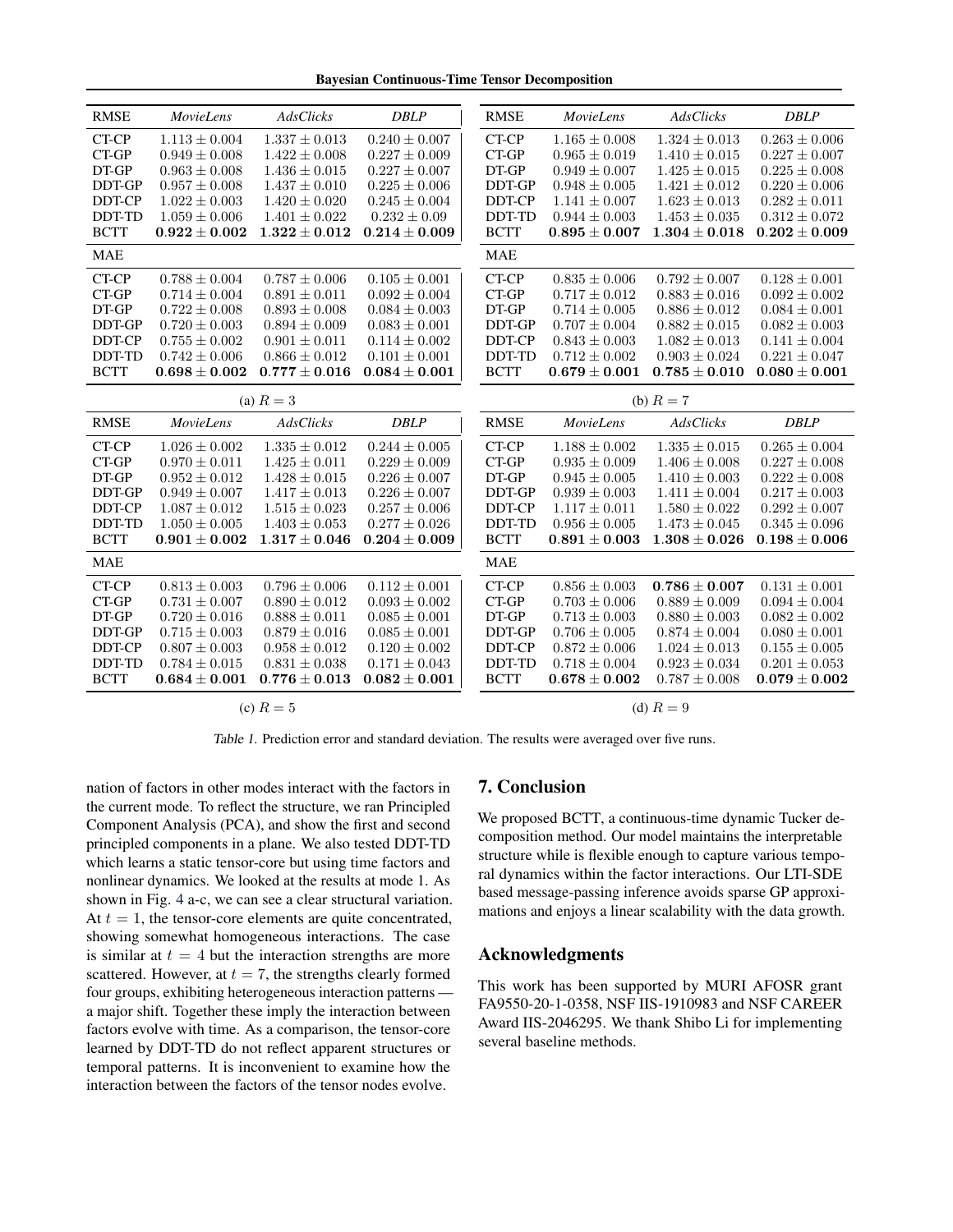| RMSE | *MovieLens* | *AdsClicks* | *DBLP* |
|---|---|---|---|
| CT-CP | $1.113 \pm 0.004$ | $1.337 \pm 0.013$ | $0.240 \pm 0.007$ |
| CT-GP | $0.949 \pm 0.008$ | $1.422 \pm 0.008$ | $0.227 \pm 0.009$ |
| DT-GP | $0.963 \pm 0.008$ | $1.436 \pm 0.015$ | $0.227 \pm 0.007$ |
| DDT-GP | $0.957 \pm 0.008$ | $1.437 \pm 0.010$ | $0.225 \pm 0.006$ |
| DDT-CP | $1.022 \pm 0.003$ | $1.420 \pm 0.020$ | $0.245 \pm 0.004$ |
| DDT-TD | $1.059 \pm 0.006$ | $1.401 \pm 0.022$ | $0.232 \pm 0.09$ |
| BCTT | $\mathbf{0.922 \pm 0.002}$ | $\mathbf{1.322 \pm 0.012}$ | $\mathbf{0.214 \pm 0.009}$ |
| **MAE** | | | |
| CT-CP | $0.788 \pm 0.004$ | $0.787 \pm 0.006$ | $0.105 \pm 0.001$ |
| CT-GP | $0.714 \pm 0.004$ | $0.891 \pm 0.011$ | $0.092 \pm 0.004$ |
| DT-GP | $0.722 \pm 0.008$ | $0.893 \pm 0.008$ | $0.084 \pm 0.003$ |
| DDT-GP | $0.720 \pm 0.003$ | $0.894 \pm 0.009$ | $0.083 \pm 0.001$ |
| DDT-CP | $0.755 \pm 0.002$ | $0.901 \pm 0.011$ | $0.114 \pm 0.002$ |
| DDT-TD | $0.742 \pm 0.006$ | $0.866 \pm 0.012$ | $0.101 \pm 0.001$ |
| BCTT | $\mathbf{0.698 \pm 0.002}$ | $\mathbf{0.777 \pm 0.016}$ | $\mathbf{0.084 \pm 0.001}$ |

(a) $R = 3$

| RMSE | *MovieLens* | *AdsClicks* | *DBLP* |
|---|---|---|---|
| CT-CP | $1.165 \pm 0.008$ | $1.324 \pm 0.013$ | $0.263 \pm 0.006$ |
| CT-GP | $0.965 \pm 0.019$ | $1.410 \pm 0.015$ | $0.227 \pm 0.007$ |
| DT-GP | $0.949 \pm 0.007$ | $1.425 \pm 0.015$ | $0.225 \pm 0.008$ |
| DDT-GP | $0.948 \pm 0.005$ | $1.421 \pm 0.012$ | $0.220 \pm 0.006$ |
| DDT-CP | $1.141 \pm 0.007$ | $1.623 \pm 0.013$ | $0.282 \pm 0.011$ |
| DDT-TD | $0.944 \pm 0.003$ | $1.453 \pm 0.035$ | $0.312 \pm 0.072$ |
| BCTT | $\mathbf{0.895 \pm 0.007}$ | $\mathbf{1.304 \pm 0.018}$ | $\mathbf{0.202 \pm 0.009}$ |
| **MAE** | | | |
| CT-CP | $0.835 \pm 0.006$ | $0.792 \pm 0.007$ | $0.128 \pm 0.001$ |
| CT-GP | $0.717 \pm 0.012$ | $0.883 \pm 0.016$ | $0.092 \pm 0.002$ |
| DT-GP | $0.714 \pm 0.005$ | $0.886 \pm 0.012$ | $0.084 \pm 0.001$ |
| DDT-GP | $0.707 \pm 0.004$ | $0.882 \pm 0.015$ | $0.082 \pm 0.003$ |
| DDT-CP | $0.843 \pm 0.003$ | $1.082 \pm 0.013$ | $0.141 \pm 0.004$ |
| DDT-TD | $0.712 \pm 0.002$ | $0.903 \pm 0.024$ | $0.221 \pm 0.047$ |
| BCTT | $\mathbf{0.679 \pm 0.001}$ | $\mathbf{0.785 \pm 0.010}$ | $\mathbf{0.080 \pm 0.001}$ |

(b) $R = 7$

| RMSE | *MovieLens* | *AdsClicks* | *DBLP* |
|---|---|---|---|
| CT-CP | $1.026 \pm 0.002$ | $1.335 \pm 0.011$ | $0.244 \pm 0.005$ |
| CT-GP | $0.970 \pm 0.011$ | $1.425 \pm 0.011$ | $0.229 \pm 0.009$ |
| DT-GP | $0.952 \pm 0.012$ | $1.428 \pm 0.015$ | $0.226 \pm 0.007$ |
| DDT-GP | $0.949 \pm 0.007$ | $1.417 \pm 0.013$ | $0.226 \pm 0.007$ |
| DDT-CP | $1.087 \pm 0.012$ | $1.515 \pm 0.023$ | $0.257 \pm 0.006$ |
| DDT-TD | $1.050 \pm 0.005$ | $1.403 \pm 0.053$ | $0.277 \pm 0.026$ |
| BCTT | $\mathbf{0.901 \pm 0.002}$ | $\mathbf{1.317 \pm 0.046}$ | $\mathbf{0.204 \pm 0.009}$ |
| **MAE** | | | |
| CT-CP | $0.813 \pm 0.003$ | $0.796 \pm 0.006$ | $0.112 \pm 0.001$ |
| CT-GP | $0.731 \pm 0.007$ | $0.890 \pm 0.012$ | $0.093 \pm 0.002$ |
| DT-GP | $0.720 \pm 0.016$ | $0.888 \pm 0.011$ | $0.085 \pm 0.001$ |
| DDT-GP | $0.715 \pm 0.003$ | $0.879 \pm 0.016$ | $0.085 \pm 0.001$ |
| DDT-CP | $0.807 \pm 0.003$ | $0.958 \pm 0.012$ | $0.120 \pm 0.002$ |
| DDT-TD | $0.784 \pm 0.015$ | $0.831 \pm 0.038$ | $0.171 \pm 0.043$ |
| BCTT | $\mathbf{0.684 \pm 0.001}$ | $\mathbf{0.776 \pm 0.013}$ | $\mathbf{0.082 \pm 0.001}$ |

(c) $R = 5$

| RMSE | *MovieLens* | *AdsClicks* | *DBLP* |
|---|---|---|---|
| CT-CP | $1.188 \pm 0.002$ | $1.335 \pm 0.015$ | $0.265 \pm 0.004$ |
| CT-GP | $0.935 \pm 0.009$ | $1.406 \pm 0.008$ | $0.227 \pm 0.008$ |
| DT-GP | $0.945 \pm 0.005$ | $1.410 \pm 0.003$ | $0.222 \pm 0.008$ |
| DDT-GP | $0.939 \pm 0.003$ | $1.411 \pm 0.004$ | $0.217 \pm 0.003$ |
| DDT-CP | $1.117 \pm 0.011$ | $1.580 \pm 0.022$ | $0.292 \pm 0.007$ |
| DDT-TD | $0.956 \pm 0.005$ | $1.473 \pm 0.045$ | $0.345 \pm 0.096$ |
| BCTT | $\mathbf{0.891 \pm 0.003}$ | $\mathbf{1.308 \pm 0.026}$ | $\mathbf{0.198 \pm 0.006}$ |
| **MAE** | | | |
| CT-CP | $0.856 \pm 0.003$ | $\mathbf{0.786 \pm 0.007}$ | $0.131 \pm 0.001$ |
| CT-GP | $0.703 \pm 0.006$ | $0.889 \pm 0.009$ | $0.094 \pm 0.004$ |
| DT-GP | $0.713 \pm 0.003$ | $0.880 \pm 0.003$ | $0.082 \pm 0.002$ |
| DDT-GP | $0.706 \pm 0.005$ | $0.874 \pm 0.004$ | $0.080 \pm 0.001$ |
| DDT-CP | $0.872 \pm 0.006$ | $1.024 \pm 0.013$ | $0.155 \pm 0.005$ |
| DDT-TD | $0.718 \pm 0.004$ | $0.923 \pm 0.034$ | $0.201 \pm 0.053$ |
| BCTT | $\mathbf{0.678 \pm 0.002}$ | $0.787 \pm 0.008$ | $\mathbf{0.079 \pm 0.002}$ |

(d) $R = 9$

*Table 1.* Prediction error and standard deviation. The results were averaged over five runs.

nation of factors in other modes interact with the factors in the current mode. To reflect the structure, we ran Principled Component Analysis (PCA), and show the first and second principled components in a plane. We also tested DDT-TD which learns a static tensor-core but using time factors and nonlinear dynamics. We looked at the results at mode 1. As shown in Fig. 4 a-c, we can see a clear structural variation. At $t = 1$, the tensor-core elements are quite concentrated, showing somewhat homogeneous interactions. The case is similar at $t = 4$ but the interaction strengths are more scattered. However, at $t = 7$, the strengths clearly formed four groups, exhibiting heterogeneous interaction patterns — a major shift. Together these imply the interaction between factors evolve with time. As a comparison, the tensor-core learned by DDT-TD do not reflect apparent structures or temporal patterns. It is inconvenient to examine how the interaction between the factors of the tensor nodes evolve.

## 7. Conclusion

We proposed BCTT, a continuous-time dynamic Tucker decomposition method. Our model maintains the interpretable structure while is flexible enough to capture various temporal dynamics within the factor interactions. Our LTI-SDE based message-passing inference avoids sparse GP approximations and enjoys a linear scalability with the data growth.

## Acknowledgments

This work has been supported by MURI AFOSR grant FA9550-20-1-0358, NSF IIS-1910983 and NSF CAREER Award IIS-2046295. We thank Shibo Li for implementing several baseline methods.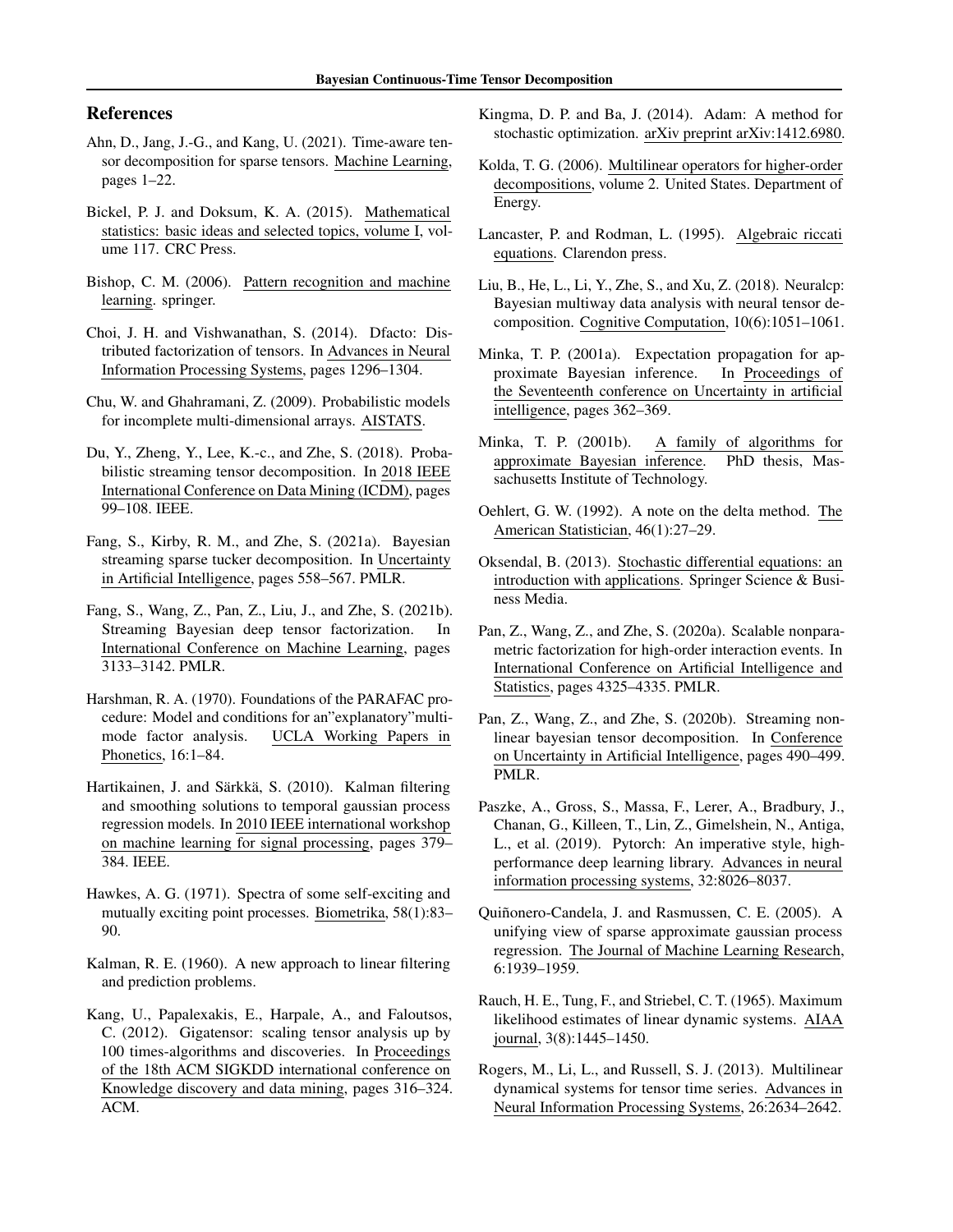## References

Ahn, D., Jang, J.-G., and Kang, U. (2021). Time-aware tensor decomposition for sparse tensors. Machine Learning, pages 1–22.

Bickel, P. J. and Doksum, K. A. (2015). Mathematical statistics: basic ideas and selected topics, volume I, volume 117. CRC Press.

Bishop, C. M. (2006). Pattern recognition and machine learning. springer.

Choi, J. H. and Vishwanathan, S. (2014). Dfacto: Distributed factorization of tensors. In Advances in Neural Information Processing Systems, pages 1296–1304.

Chu, W. and Ghahramani, Z. (2009). Probabilistic models for incomplete multi-dimensional arrays. AISTATS.

Du, Y., Zheng, Y., Lee, K.-c., and Zhe, S. (2018). Probabilistic streaming tensor decomposition. In 2018 IEEE International Conference on Data Mining (ICDM), pages 99–108. IEEE.

Fang, S., Kirby, R. M., and Zhe, S. (2021a). Bayesian streaming sparse tucker decomposition. In Uncertainty in Artificial Intelligence, pages 558–567. PMLR.

Fang, S., Wang, Z., Pan, Z., Liu, J., and Zhe, S. (2021b). Streaming Bayesian deep tensor factorization. In International Conference on Machine Learning, pages 3133–3142. PMLR.

Harshman, R. A. (1970). Foundations of the PARAFAC procedure: Model and conditions for an"explanatory"multi-mode factor analysis. UCLA Working Papers in Phonetics, 16:1–84.

Hartikainen, J. and Särkkä, S. (2010). Kalman filtering and smoothing solutions to temporal gaussian process regression models. In 2010 IEEE international workshop on machine learning for signal processing, pages 379–384. IEEE.

Hawkes, A. G. (1971). Spectra of some self-exciting and mutually exciting point processes. Biometrika, 58(1):83–90.

Kalman, R. E. (1960). A new approach to linear filtering and prediction problems.

Kang, U., Papalexakis, E., Harpale, A., and Faloutsos, C. (2012). Gigatensor: scaling tensor analysis up by 100 times-algorithms and discoveries. In Proceedings of the 18th ACM SIGKDD international conference on Knowledge discovery and data mining, pages 316–324. ACM.

Kingma, D. P. and Ba, J. (2014). Adam: A method for stochastic optimization. arXiv preprint arXiv:1412.6980.

Kolda, T. G. (2006). Multilinear operators for higher-order decompositions, volume 2. United States. Department of Energy.

Lancaster, P. and Rodman, L. (1995). Algebraic riccati equations. Clarendon press.

Liu, B., He, L., Li, Y., Zhe, S., and Xu, Z. (2018). Neuralcp: Bayesian multiway data analysis with neural tensor decomposition. Cognitive Computation, 10(6):1051–1061.

Minka, T. P. (2001a). Expectation propagation for approximate Bayesian inference. In Proceedings of the Seventeenth conference on Uncertainty in artificial intelligence, pages 362–369.

Minka, T. P. (2001b). A family of algorithms for approximate Bayesian inference. PhD thesis, Massachusetts Institute of Technology.

Oehlert, G. W. (1992). A note on the delta method. The American Statistician, 46(1):27–29.

Oksendal, B. (2013). Stochastic differential equations: an introduction with applications. Springer Science & Business Media.

Pan, Z., Wang, Z., and Zhe, S. (2020a). Scalable nonparametric factorization for high-order interaction events. In International Conference on Artificial Intelligence and Statistics, pages 4325–4335. PMLR.

Pan, Z., Wang, Z., and Zhe, S. (2020b). Streaming nonlinear bayesian tensor decomposition. In Conference on Uncertainty in Artificial Intelligence, pages 490–499. PMLR.

Paszke, A., Gross, S., Massa, F., Lerer, A., Bradbury, J., Chanan, G., Killeen, T., Lin, Z., Gimelshein, N., Antiga, L., et al. (2019). Pytorch: An imperative style, high-performance deep learning library. Advances in neural information processing systems, 32:8026–8037.

Quiñonero-Candela, J. and Rasmussen, C. E. (2005). A unifying view of sparse approximate gaussian process regression. The Journal of Machine Learning Research, 6:1939–1959.

Rauch, H. E., Tung, F., and Striebel, C. T. (1965). Maximum likelihood estimates of linear dynamic systems. AIAA journal, 3(8):1445–1450.

Rogers, M., Li, L., and Russell, S. J. (2013). Multilinear dynamical systems for tensor time series. Advances in Neural Information Processing Systems, 26:2634–2642.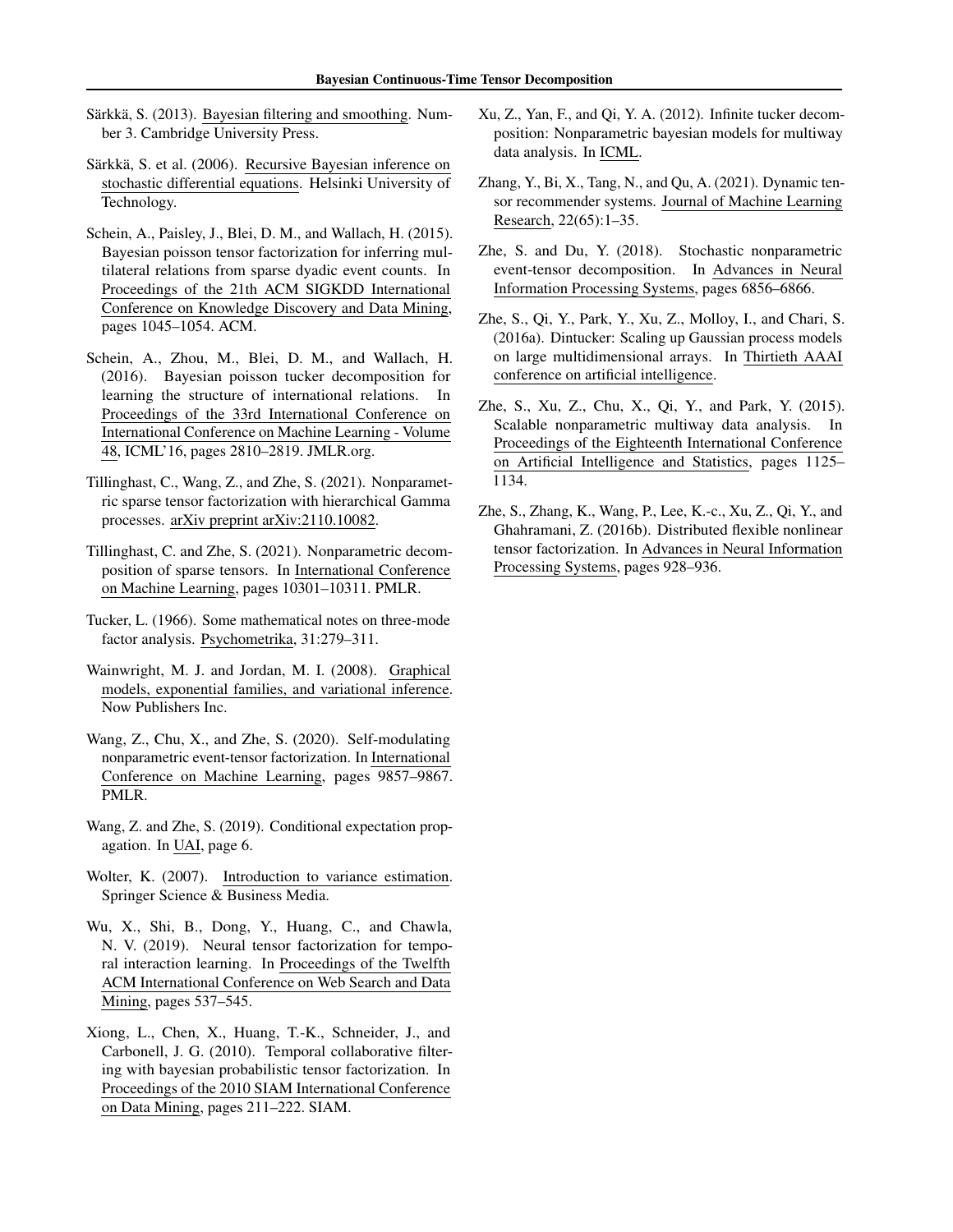Särkkä, S. (2013). Bayesian filtering and smoothing. Number 3. Cambridge University Press.

Särkkä, S. et al. (2006). Recursive Bayesian inference on stochastic differential equations. Helsinki University of Technology.

Schein, A., Paisley, J., Blei, D. M., and Wallach, H. (2015). Bayesian poisson tensor factorization for inferring multilateral relations from sparse dyadic event counts. In Proceedings of the 21th ACM SIGKDD International Conference on Knowledge Discovery and Data Mining, pages 1045–1054. ACM.

Schein, A., Zhou, M., Blei, D. M., and Wallach, H. (2016). Bayesian poisson tucker decomposition for learning the structure of international relations. In Proceedings of the 33rd International Conference on International Conference on Machine Learning - Volume 48, ICML'16, pages 2810–2819. JMLR.org.

Tillinghast, C., Wang, Z., and Zhe, S. (2021). Nonparametric sparse tensor factorization with hierarchical Gamma processes. arXiv preprint arXiv:2110.10082.

Tillinghast, C. and Zhe, S. (2021). Nonparametric decomposition of sparse tensors. In International Conference on Machine Learning, pages 10301–10311. PMLR.

Tucker, L. (1966). Some mathematical notes on three-mode factor analysis. Psychometrika, 31:279–311.

Wainwright, M. J. and Jordan, M. I. (2008). Graphical models, exponential families, and variational inference. Now Publishers Inc.

Wang, Z., Chu, X., and Zhe, S. (2020). Self-modulating nonparametric event-tensor factorization. In International Conference on Machine Learning, pages 9857–9867. PMLR.

Wang, Z. and Zhe, S. (2019). Conditional expectation propagation. In UAI, page 6.

Wolter, K. (2007). Introduction to variance estimation. Springer Science & Business Media.

Wu, X., Shi, B., Dong, Y., Huang, C., and Chawla, N. V. (2019). Neural tensor factorization for temporal interaction learning. In Proceedings of the Twelfth ACM International Conference on Web Search and Data Mining, pages 537–545.

Xiong, L., Chen, X., Huang, T.-K., Schneider, J., and Carbonell, J. G. (2010). Temporal collaborative filtering with bayesian probabilistic tensor factorization. In Proceedings of the 2010 SIAM International Conference on Data Mining, pages 211–222. SIAM.

Xu, Z., Yan, F., and Qi, Y. A. (2012). Infinite tucker decomposition: Nonparametric bayesian models for multiway data analysis. In ICML.

Zhang, Y., Bi, X., Tang, N., and Qu, A. (2021). Dynamic tensor recommender systems. Journal of Machine Learning Research, 22(65):1–35.

Zhe, S. and Du, Y. (2018). Stochastic nonparametric event-tensor decomposition. In Advances in Neural Information Processing Systems, pages 6856–6866.

Zhe, S., Qi, Y., Park, Y., Xu, Z., Molloy, I., and Chari, S. (2016a). Dintucker: Scaling up Gaussian process models on large multidimensional arrays. In Thirtieth AAAI conference on artificial intelligence.

Zhe, S., Xu, Z., Chu, X., Qi, Y., and Park, Y. (2015). Scalable nonparametric multiway data analysis. In Proceedings of the Eighteenth International Conference on Artificial Intelligence and Statistics, pages 1125–1134.

Zhe, S., Zhang, K., Wang, P., Lee, K.-c., Xu, Z., Qi, Y., and Ghahramani, Z. (2016b). Distributed flexible nonlinear tensor factorization. In Advances in Neural Information Processing Systems, pages 928–936.